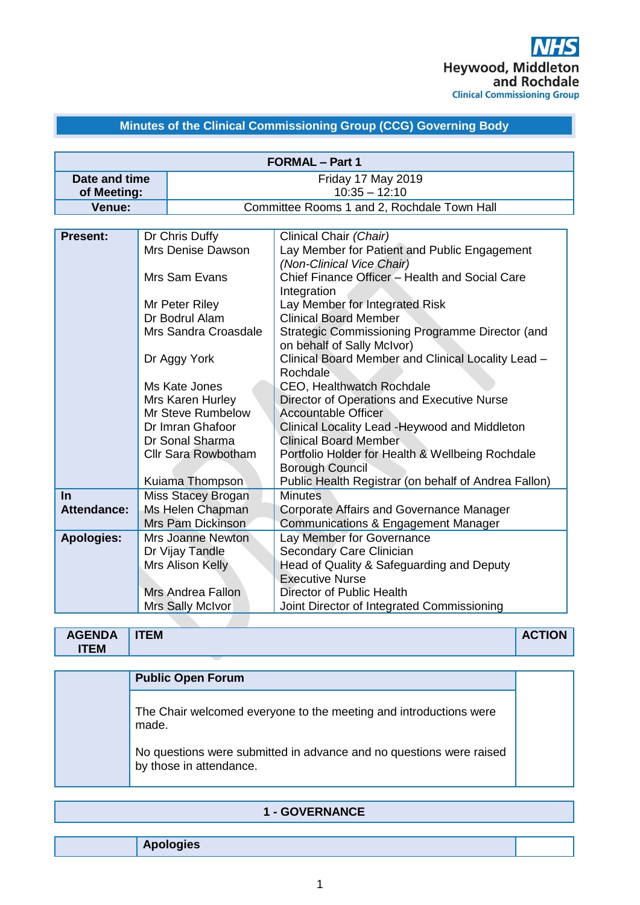Heywood, Middleton and Rochdale
Clinical Commissioning Group

# Minutes of the Clinical Commissioning Group (CCG) Governing Body

| FORMAL – Part 1 | |
|---|---|
| **Date and time of Meeting:** | Friday 17 May 2019<br>10:35 – 12:10 |
| **Venue:** | Committee Rooms 1 and 2, Rochdale Town Hall |

| | | |
|---|---|---|
| **Present:** | Dr Chris Duffy | Clinical Chair *(Chair)* |
| | Mrs Denise Dawson | Lay Member for Patient and Public Engagement *(Non-Clinical Vice Chair)* |
| | Mrs Sam Evans | Chief Finance Officer – Health and Social Care Integration |
| | Mr Peter Riley | Lay Member for Integrated Risk |
| | Dr Bodrul Alam | Clinical Board Member |
| | Mrs Sandra Croasdale | Strategic Commissioning Programme Director (and on behalf of Sally McIvor) |
| | Dr Aggy York | Clinical Board Member and Clinical Locality Lead – Rochdale |
| | Ms Kate Jones | CEO, Healthwatch Rochdale |
| | Mrs Karen Hurley | Director of Operations and Executive Nurse |
| | Mr Steve Rumbelow | Accountable Officer |
| | Dr Imran Ghafoor | Clinical Locality Lead -Heywood and Middleton |
| | Dr Sonal Sharma | Clinical Board Member |
| | Cllr Sara Rowbotham | Portfolio Holder for Health & Wellbeing Rochdale Borough Council |
| | Kuiama Thompson | Public Health Registrar (on behalf of Andrea Fallon) |
| **In Attendance:** | Miss Stacey Brogan | Minutes |
| | Ms Helen Chapman | Corporate Affairs and Governance Manager |
| | Mrs Pam Dickinson | Communications & Engagement Manager |
| **Apologies:** | Mrs Joanne Newton | Lay Member for Governance |
| | Dr Vijay Tandle | Secondary Care Clinician |
| | Mrs Alison Kelly | Head of Quality & Safeguarding and Deputy Executive Nurse |
| | Mrs Andrea Fallon | Director of Public Health |
| | Mrs Sally McIvor | Joint Director of Integrated Commissioning |

| AGENDA ITEM | ITEM | ACTION |
|---|---|---|
| | **Public Open Forum** | |
| | The Chair welcomed everyone to the meeting and introductions were made.<br><br>No questions were submitted in advance and no questions were raised by those in attendance. | |

## 1 - GOVERNANCE

| | | |
|---|---|---|
| | **Apologies** | |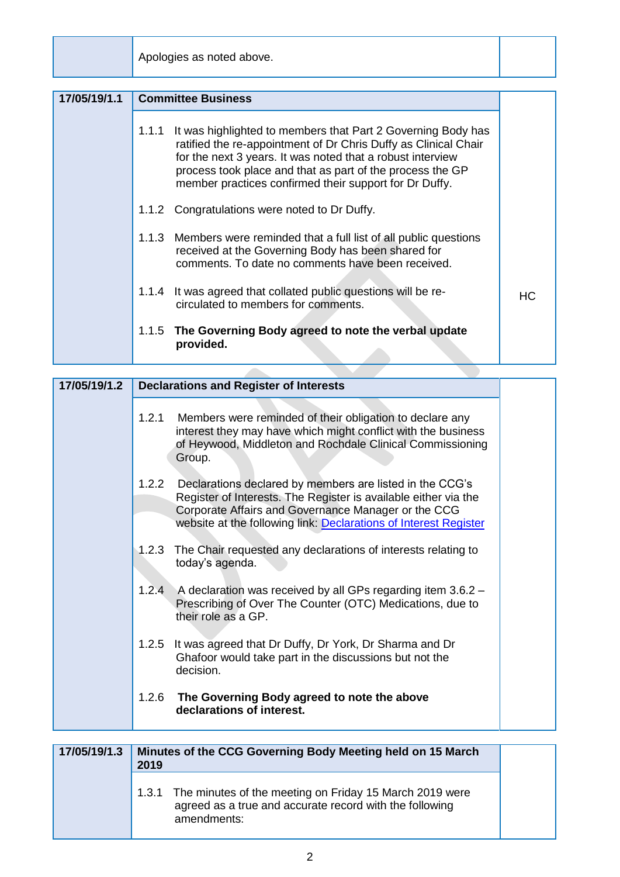| | Apologies as noted above. | |
|---|---|---|

| 17/05/19/1.1 | **Committee Business** | |
|---|---|---|
| | 1.1.1 It was highlighted to members that Part 2 Governing Body has ratified the re-appointment of Dr Chris Duffy as Clinical Chair for the next 3 years. It was noted that a robust interview process took place and that as part of the process the GP member practices confirmed their support for Dr Duffy. | |
| | 1.1.2 Congratulations were noted to Dr Duffy. | |
| | 1.1.3 Members were reminded that a full list of all public questions received at the Governing Body has been shared for comments. To date no comments have been received. | |
| | 1.1.4 It was agreed that collated public questions will be re-circulated to members for comments. | HC |
| | 1.1.5 **The Governing Body agreed to note the verbal update provided.** | |

| 17/05/19/1.2 | **Declarations and Register of Interests** | |
|---|---|---|
| | 1.2.1 Members were reminded of their obligation to declare any interest they may have which might conflict with the business of Heywood, Middleton and Rochdale Clinical Commissioning Group. | |
| | 1.2.2 Declarations declared by members are listed in the CCG's Register of Interests. The Register is available either via the Corporate Affairs and Governance Manager or the CCG website at the following link: Declarations of Interest Register | |
| | 1.2.3 The Chair requested any declarations of interests relating to today's agenda. | |
| | 1.2.4 A declaration was received by all GPs regarding item 3.6.2 – Prescribing of Over The Counter (OTC) Medications, due to their role as a GP. | |
| | 1.2.5 It was agreed that Dr Duffy, Dr York, Dr Sharma and Dr Ghafoor would take part in the discussions but not the decision. | |
| | 1.2.6 **The Governing Body agreed to note the above declarations of interest.** | |

| 17/05/19/1.3 | **Minutes of the CCG Governing Body Meeting held on 15 March 2019** | |
|---|---|---|
| | 1.3.1 The minutes of the meeting on Friday 15 March 2019 were agreed as a true and accurate record with the following amendments: | |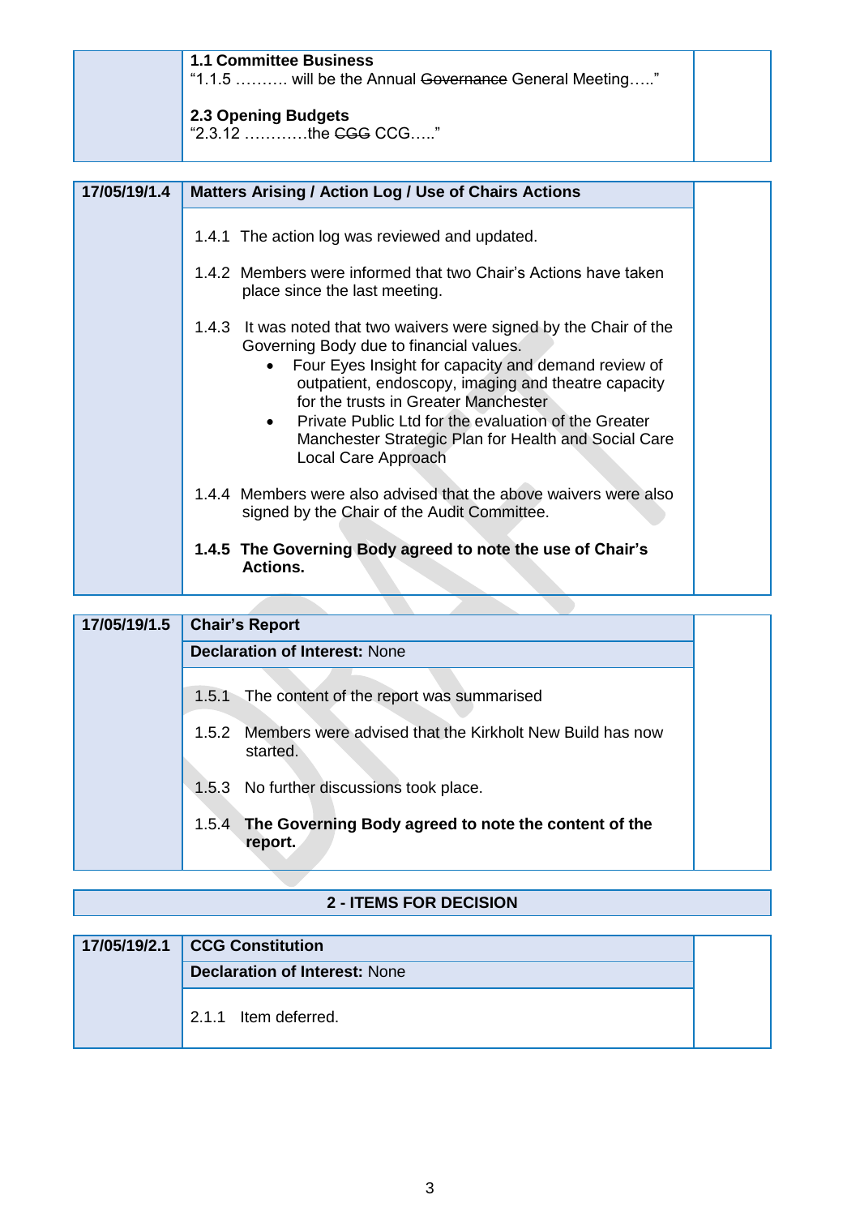| | **1.1 Committee Business**<br>"1.1.5 ………. will be the Annual ~~Governance~~ General Meeting….."<br><br>**2.3 Opening Budgets**<br>"2.3.12 …………the ~~CGG~~ CCG….." | |
|---|---|---|

| **17/05/19/1.4** | **Matters Arising / Action Log / Use of Chairs Actions** | |
|---|---|---|
| | 1.4.1 The action log was reviewed and updated.<br><br>1.4.2 Members were informed that two Chair's Actions have taken place since the last meeting.<br><br>1.4.3 It was noted that two waivers were signed by the Chair of the Governing Body due to financial values.<br>• Four Eyes Insight for capacity and demand review of outpatient, endoscopy, imaging and theatre capacity for the trusts in Greater Manchester<br>• Private Public Ltd for the evaluation of the Greater Manchester Strategic Plan for Health and Social Care Local Care Approach<br><br>1.4.4 Members were also advised that the above waivers were also signed by the Chair of the Audit Committee.<br><br>**1.4.5 The Governing Body agreed to note the use of Chair's Actions.** | |

| **17/05/19/1.5** | **Chair's Report** | |
|---|---|---|
| | **Declaration of Interest:** None | |
| | 1.5.1 The content of the report was summarised<br><br>1.5.2 Members were advised that the Kirkholt New Build has now started.<br><br>1.5.3 No further discussions took place.<br><br>1.5.4 **The Governing Body agreed to note the content of the report.** | |

## 2 - ITEMS FOR DECISION

| **17/05/19/2.1** | **CCG Constitution** | |
|---|---|---|
| | **Declaration of Interest:** None | |
| | 2.1.1 Item deferred. | |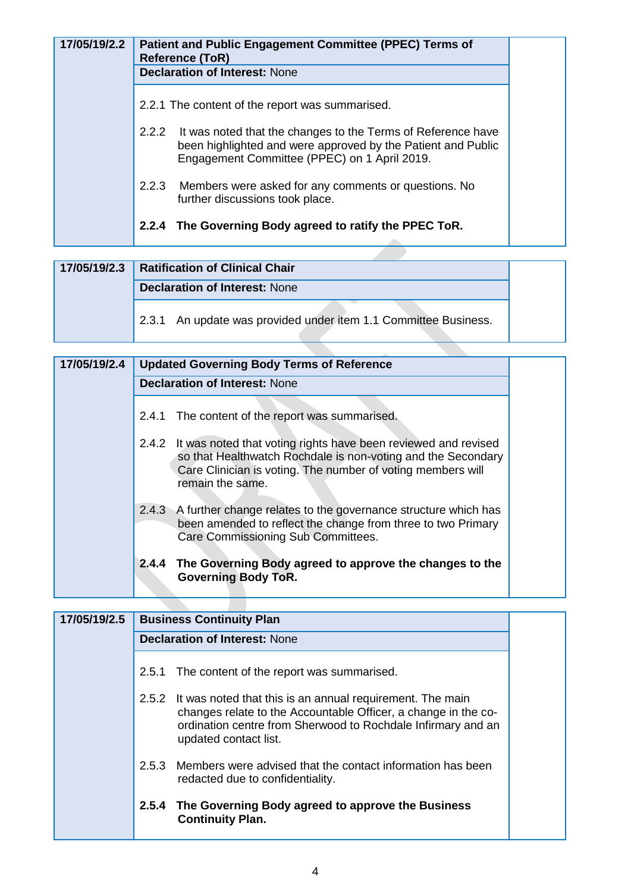| 17/05/19/2.2 | **Patient and Public Engagement Committee (PPEC) Terms of Reference (ToR)** | |
|---|---|---|
| | **Declaration of Interest:** None | |
| | 2.2.1 The content of the report was summarised.<br><br>2.2.2 It was noted that the changes to the Terms of Reference have been highlighted and were approved by the Patient and Public Engagement Committee (PPEC) on 1 April 2019.<br><br>2.2.3 Members were asked for any comments or questions. No further discussions took place.<br><br>**2.2.4 The Governing Body agreed to ratify the PPEC ToR.** | |

| 17/05/19/2.3 | **Ratification of Clinical Chair** | |
|---|---|---|
| | **Declaration of Interest:** None | |
| | 2.3.1 An update was provided under item 1.1 Committee Business. | |

| 17/05/19/2.4 | **Updated Governing Body Terms of Reference** | |
|---|---|---|
| | **Declaration of Interest:** None | |
| | 2.4.1 The content of the report was summarised.<br><br>2.4.2 It was noted that voting rights have been reviewed and revised so that Healthwatch Rochdale is non-voting and the Secondary Care Clinician is voting. The number of voting members will remain the same.<br><br>2.4.3 A further change relates to the governance structure which has been amended to reflect the change from three to two Primary Care Commissioning Sub Committees.<br><br>**2.4.4 The Governing Body agreed to approve the changes to the Governing Body ToR.** | |

| 17/05/19/2.5 | **Business Continuity Plan** | |
|---|---|---|
| | **Declaration of Interest:** None | |
| | 2.5.1 The content of the report was summarised.<br><br>2.5.2 It was noted that this is an annual requirement. The main changes relate to the Accountable Officer, a change in the co-ordination centre from Sherwood to Rochdale Infirmary and an updated contact list.<br><br>2.5.3 Members were advised that the contact information has been redacted due to confidentiality.<br><br>**2.5.4 The Governing Body agreed to approve the Business Continuity Plan.** | |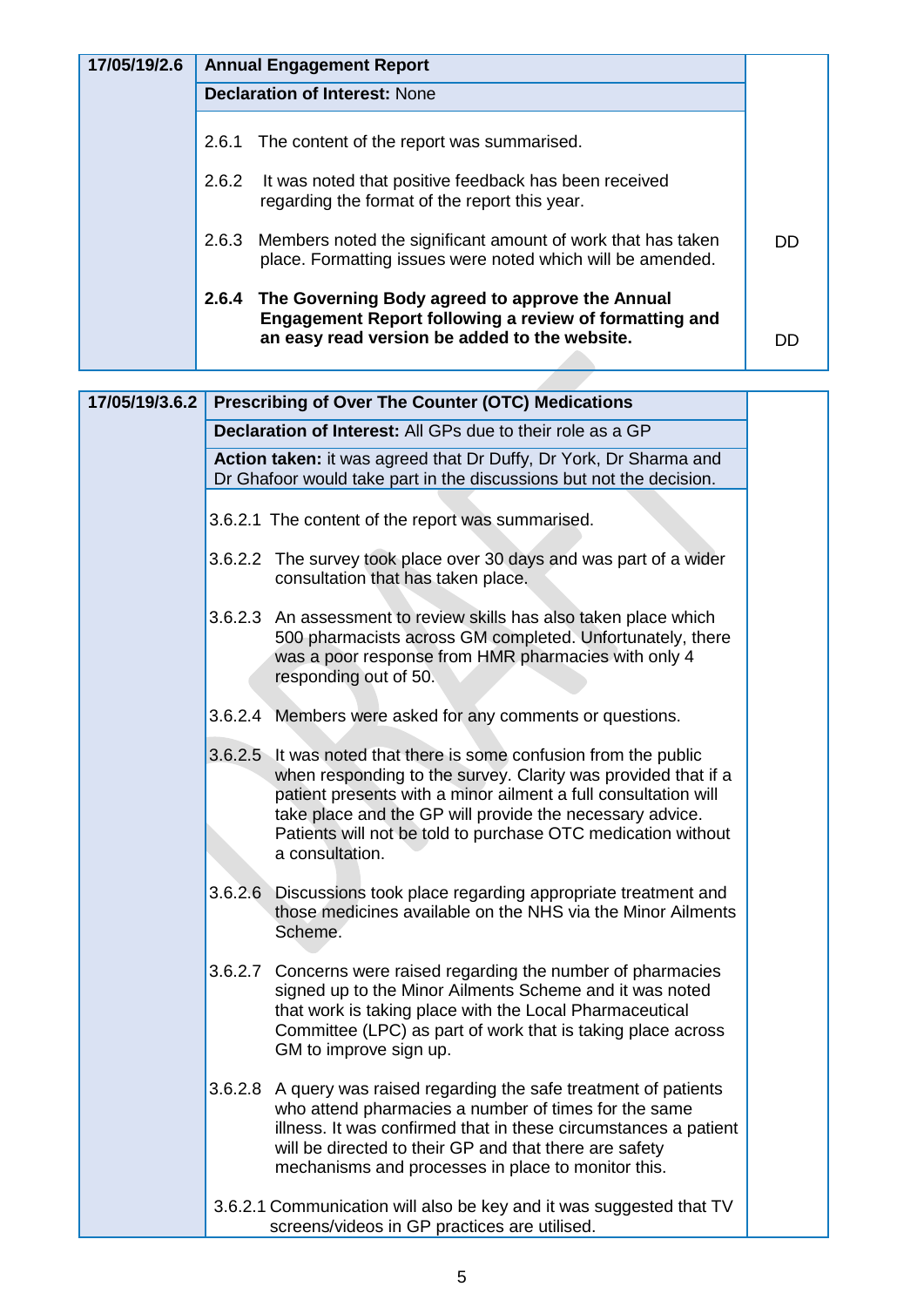| 17/05/19/2.6 | **Annual Engagement Report** | |
|---|---|---|
| | **Declaration of Interest:** None | |
| | 2.6.1 The content of the report was summarised.<br><br>2.6.2 It was noted that positive feedback has been received regarding the format of the report this year.<br><br>2.6.3 Members noted the significant amount of work that has taken place. Formatting issues were noted which will be amended.<br><br>**2.6.4 The Governing Body agreed to approve the Annual Engagement Report following a review of formatting and an easy read version be added to the website.** | DD<br><br>DD |

| 17/05/19/3.6.2 | **Prescribing of Over The Counter (OTC) Medications** | |
|---|---|---|
| | **Declaration of Interest:** All GPs due to their role as a GP | |
| | **Action taken:** it was agreed that Dr Duffy, Dr York, Dr Sharma and Dr Ghafoor would take part in the discussions but not the decision. | |
| | 3.6.2.1 The content of the report was summarised.<br><br>3.6.2.2 The survey took place over 30 days and was part of a wider consultation that has taken place.<br><br>3.6.2.3 An assessment to review skills has also taken place which 500 pharmacists across GM completed. Unfortunately, there was a poor response from HMR pharmacies with only 4 responding out of 50.<br><br>3.6.2.4 Members were asked for any comments or questions.<br><br>3.6.2.5 It was noted that there is some confusion from the public when responding to the survey. Clarity was provided that if a patient presents with a minor ailment a full consultation will take place and the GP will provide the necessary advice. Patients will not be told to purchase OTC medication without a consultation.<br><br>3.6.2.6 Discussions took place regarding appropriate treatment and those medicines available on the NHS via the Minor Ailments Scheme.<br><br>3.6.2.7 Concerns were raised regarding the number of pharmacies signed up to the Minor Ailments Scheme and it was noted that work is taking place with the Local Pharmaceutical Committee (LPC) as part of work that is taking place across GM to improve sign up.<br><br>3.6.2.8 A query was raised regarding the safe treatment of patients who attend pharmacies a number of times for the same illness. It was confirmed that in these circumstances a patient will be directed to their GP and that there are safety mechanisms and processes in place to monitor this.<br><br>3.6.2.1 Communication will also be key and it was suggested that TV screens/videos in GP practices are utilised. | |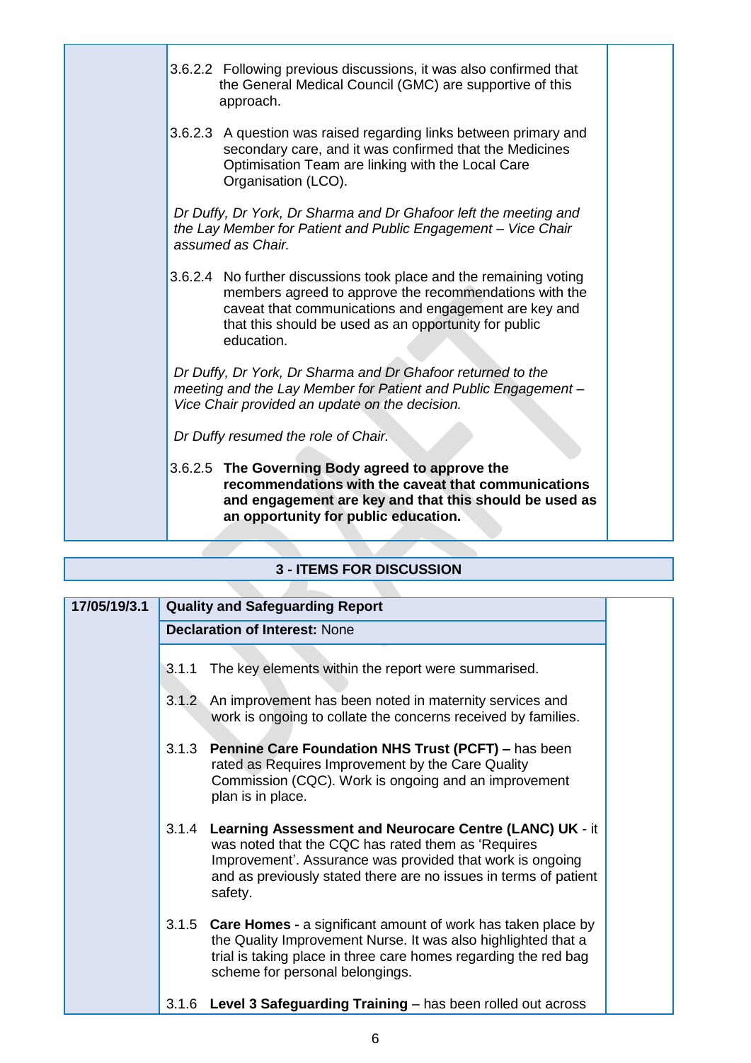| | | |
|---|---|---|
| | 3.6.2.2 Following previous discussions, it was also confirmed that the General Medical Council (GMC) are supportive of this approach.<br><br>3.6.2.3 A question was raised regarding links between primary and secondary care, and it was confirmed that the Medicines Optimisation Team are linking with the Local Care Organisation (LCO).<br><br>*Dr Duffy, Dr York, Dr Sharma and Dr Ghafoor left the meeting and the Lay Member for Patient and Public Engagement – Vice Chair assumed as Chair.*<br><br>3.6.2.4 No further discussions took place and the remaining voting members agreed to approve the recommendations with the caveat that communications and engagement are key and that this should be used as an opportunity for public education.<br><br>*Dr Duffy, Dr York, Dr Sharma and Dr Ghafoor returned to the meeting and the Lay Member for Patient and Public Engagement – Vice Chair provided an update on the decision.*<br><br>*Dr Duffy resumed the role of Chair.*<br><br>3.6.2.5 **The Governing Body agreed to approve the recommendations with the caveat that communications and engagement are key and that this should be used as an opportunity for public education.** | |

**3 - ITEMS FOR DISCUSSION**

| | | |
|---|---|---|
| **17/05/19/3.1** | **Quality and Safeguarding Report** | |
| | **Declaration of Interest:** None | |
| | 3.1.1 The key elements within the report were summarised.<br><br>3.1.2 An improvement has been noted in maternity services and work is ongoing to collate the concerns received by families.<br><br>3.1.3 **Pennine Care Foundation NHS Trust (PCFT) –** has been rated as Requires Improvement by the Care Quality Commission (CQC). Work is ongoing and an improvement plan is in place.<br><br>3.1.4 **Learning Assessment and Neurocare Centre (LANC) UK** - it was noted that the CQC has rated them as 'Requires Improvement'. Assurance was provided that work is ongoing and as previously stated there are no issues in terms of patient safety.<br><br>3.1.5 **Care Homes -** a significant amount of work has taken place by the Quality Improvement Nurse. It was also highlighted that a trial is taking place in three care homes regarding the red bag scheme for personal belongings.<br><br>3.1.6 **Level 3 Safeguarding Training** – has been rolled out across | |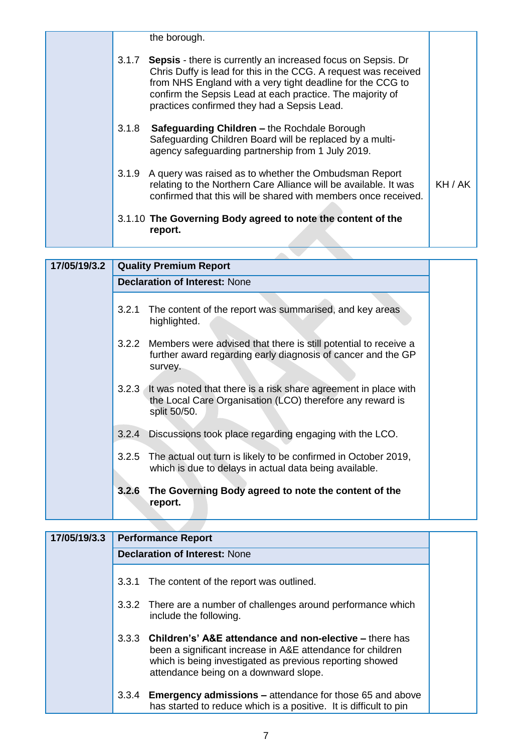| | | |
|---|---|---|
| | the borough.<br><br>3.1.7 **Sepsis** - there is currently an increased focus on Sepsis. Dr Chris Duffy is lead for this in the CCG. A request was received from NHS England with a very tight deadline for the CCG to confirm the Sepsis Lead at each practice. The majority of practices confirmed they had a Sepsis Lead.<br><br>3.1.8 **Safeguarding Children –** the Rochdale Borough Safeguarding Children Board will be replaced by a multi-agency safeguarding partnership from 1 July 2019.<br><br>3.1.9 A query was raised as to whether the Ombudsman Report relating to the Northern Care Alliance will be available. It was confirmed that this will be shared with members once received.<br><br>3.1.10 **The Governing Body agreed to note the content of the report.** | KH / AK |

| | | |
|---|---|---|
| **17/05/19/3.2** | **Quality Premium Report** | |
| | **Declaration of Interest:** None | |
| | 3.2.1 The content of the report was summarised, and key areas highlighted.<br><br>3.2.2 Members were advised that there is still potential to receive a further award regarding early diagnosis of cancer and the GP survey.<br><br>3.2.3 It was noted that there is a risk share agreement in place with the Local Care Organisation (LCO) therefore any reward is split 50/50.<br><br>3.2.4 Discussions took place regarding engaging with the LCO.<br><br>3.2.5 The actual out turn is likely to be confirmed in October 2019, which is due to delays in actual data being available.<br><br>**3.2.6 The Governing Body agreed to note the content of the report.** | |

| | | |
|---|---|---|
| **17/05/19/3.3** | **Performance Report** | |
| | **Declaration of Interest:** None | |
| | 3.3.1 The content of the report was outlined.<br><br>3.3.2 There are a number of challenges around performance which include the following.<br><br>3.3.3 **Children's' A&E attendance and non-elective –** there has been a significant increase in A&E attendance for children which is being investigated as previous reporting showed attendance being on a downward slope.<br><br>3.3.4 **Emergency admissions –** attendance for those 65 and above has started to reduce which is a positive. It is difficult to pin | |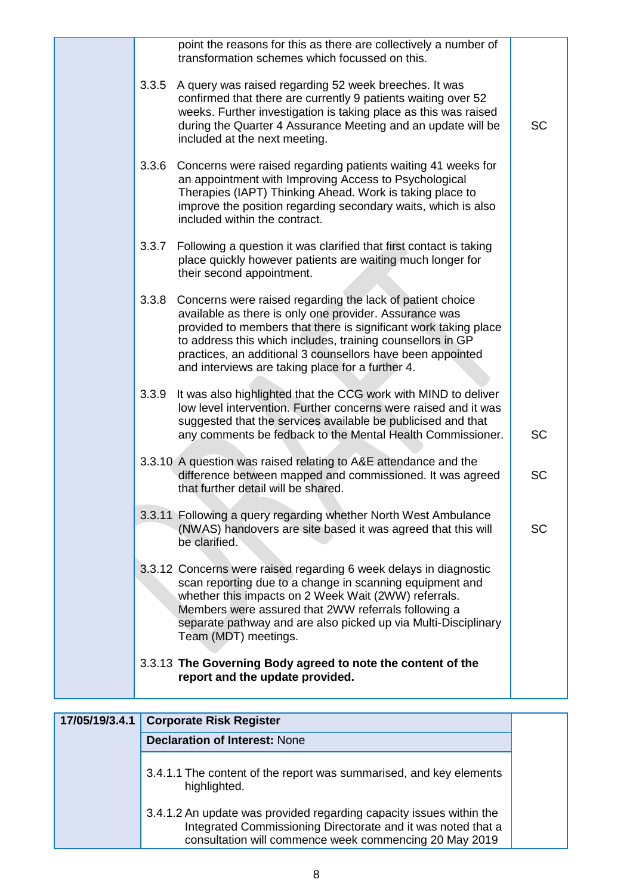| | | |
|---|---|---|
| | point the reasons for this as there are collectively a number of transformation schemes which focussed on this. | |
| | 3.3.5 A query was raised regarding 52 week breeches. It was confirmed that there are currently 9 patients waiting over 52 weeks. Further investigation is taking place as this was raised during the Quarter 4 Assurance Meeting and an update will be included at the next meeting. | SC |
| | 3.3.6 Concerns were raised regarding patients waiting 41 weeks for an appointment with Improving Access to Psychological Therapies (IAPT) Thinking Ahead. Work is taking place to improve the position regarding secondary waits, which is also included within the contract. | |
| | 3.3.7 Following a question it was clarified that first contact is taking place quickly however patients are waiting much longer for their second appointment. | |
| | 3.3.8 Concerns were raised regarding the lack of patient choice available as there is only one provider. Assurance was provided to members that there is significant work taking place to address this which includes, training counsellors in GP practices, an additional 3 counsellors have been appointed and interviews are taking place for a further 4. | |
| | 3.3.9 It was also highlighted that the CCG work with MIND to deliver low level intervention. Further concerns were raised and it was suggested that the services available be publicised and that any comments be fedback to the Mental Health Commissioner. | SC |
| | 3.3.10 A question was raised relating to A&E attendance and the difference between mapped and commissioned. It was agreed that further detail will be shared. | SC |
| | 3.3.11 Following a query regarding whether North West Ambulance (NWAS) handovers are site based it was agreed that this will be clarified. | SC |
| | 3.3.12 Concerns were raised regarding 6 week delays in diagnostic scan reporting due to a change in scanning equipment and whether this impacts on 2 Week Wait (2WW) referrals. Members were assured that 2WW referrals following a separate pathway and are also picked up via Multi-Disciplinary Team (MDT) meetings. | |
| | 3.3.13 **The Governing Body agreed to note the content of the report and the update provided.** | |

| | | |
|---|---|---|
| **17/05/19/3.4.1** | **Corporate Risk Register** | |
| | **Declaration of Interest:** None | |
| | 3.4.1.1 The content of the report was summarised, and key elements highlighted.<br><br>3.4.1.2 An update was provided regarding capacity issues within the Integrated Commissioning Directorate and it was noted that a consultation will commence week commencing 20 May 2019 | |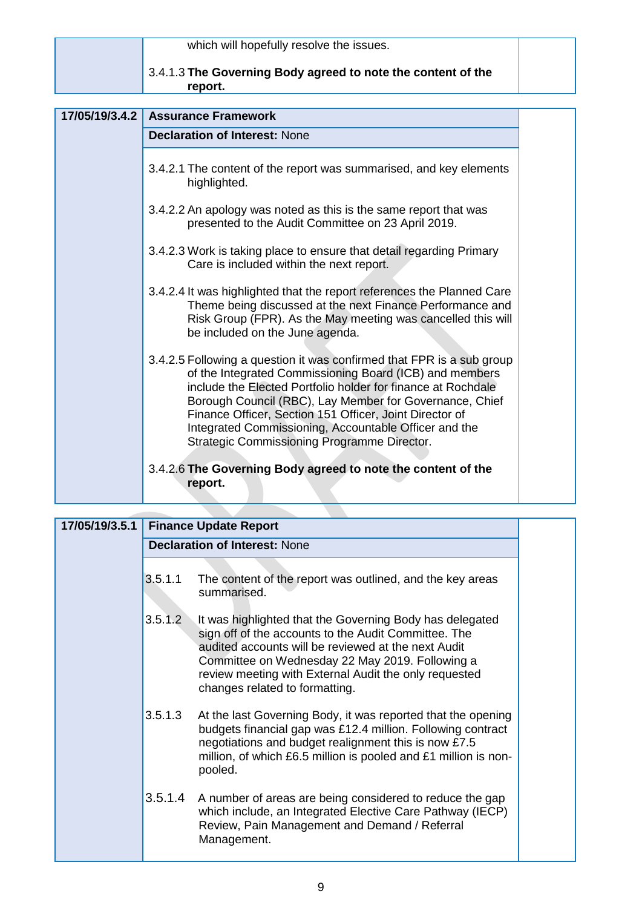| | | |
|---|---|---|
| | which will hopefully resolve the issues.<br><br>3.4.1.3 **The Governing Body agreed to note the content of the report.** | |

| 17/05/19/3.4.2 | **Assurance Framework** | |
|---|---|---|
| | **Declaration of Interest:** None | |
| | 3.4.2.1 The content of the report was summarised, and key elements highlighted.<br><br>3.4.2.2 An apology was noted as this is the same report that was presented to the Audit Committee on 23 April 2019.<br><br>3.4.2.3 Work is taking place to ensure that detail regarding Primary Care is included within the next report.<br><br>3.4.2.4 It was highlighted that the report references the Planned Care Theme being discussed at the next Finance Performance and Risk Group (FPR). As the May meeting was cancelled this will be included on the June agenda.<br><br>3.4.2.5 Following a question it was confirmed that FPR is a sub group of the Integrated Commissioning Board (ICB) and members include the Elected Portfolio holder for finance at Rochdale Borough Council (RBC), Lay Member for Governance, Chief Finance Officer, Section 151 Officer, Joint Director of Integrated Commissioning, Accountable Officer and the Strategic Commissioning Programme Director.<br><br>3.4.2.6 **The Governing Body agreed to note the content of the report.** | |

| 17/05/19/3.5.1 | **Finance Update Report** | |
|---|---|---|
| | **Declaration of Interest:** None | |
| | 3.5.1.1 The content of the report was outlined, and the key areas summarised.<br><br>3.5.1.2 It was highlighted that the Governing Body has delegated sign off of the accounts to the Audit Committee. The audited accounts will be reviewed at the next Audit Committee on Wednesday 22 May 2019. Following a review meeting with External Audit the only requested changes related to formatting.<br><br>3.5.1.3 At the last Governing Body, it was reported that the opening budgets financial gap was £12.4 million. Following contract negotiations and budget realignment this is now £7.5 million, of which £6.5 million is pooled and £1 million is non-pooled.<br><br>3.5.1.4 A number of areas are being considered to reduce the gap which include, an Integrated Elective Care Pathway (IECP) Review, Pain Management and Demand / Referral Management. | |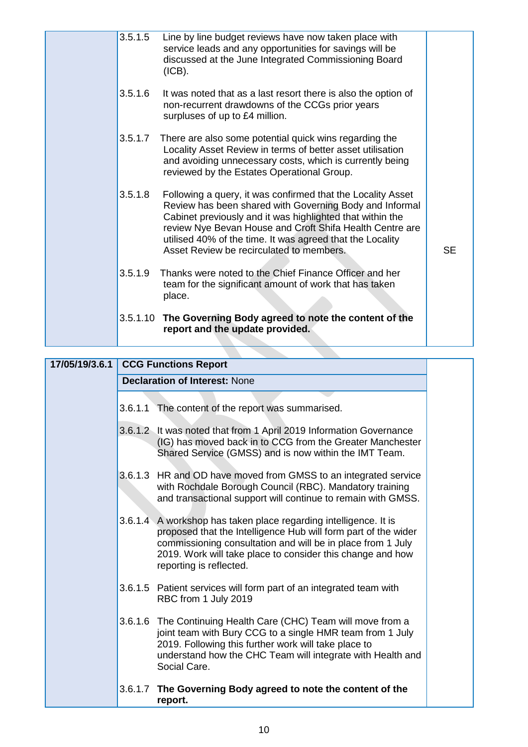| | | |
|---|---|---|
| | 3.5.1.5 Line by line budget reviews have now taken place with service leads and any opportunities for savings will be discussed at the June Integrated Commissioning Board (ICB).<br><br>3.5.1.6 It was noted that as a last resort there is also the option of non-recurrent drawdowns of the CCGs prior years surpluses of up to £4 million.<br><br>3.5.1.7 There are also some potential quick wins regarding the Locality Asset Review in terms of better asset utilisation and avoiding unnecessary costs, which is currently being reviewed by the Estates Operational Group.<br><br>3.5.1.8 Following a query, it was confirmed that the Locality Asset Review has been shared with Governing Body and Informal Cabinet previously and it was highlighted that within the review Nye Bevan House and Croft Shifa Health Centre are utilised 40% of the time. It was agreed that the Locality Asset Review be recirculated to members.<br><br>3.5.1.9 Thanks were noted to the Chief Finance Officer and her team for the significant amount of work that has taken place.<br><br>3.5.1.10 **The Governing Body agreed to note the content of the report and the update provided.** | SE |

| | | |
|---|---|---|
| **17/05/19/3.6.1** | **CCG Functions Report** | |
| | **Declaration of Interest:** None | |
| | 3.6.1.1 The content of the report was summarised.<br><br>3.6.1.2 It was noted that from 1 April 2019 Information Governance (IG) has moved back in to CCG from the Greater Manchester Shared Service (GMSS) and is now within the IMT Team.<br><br>3.6.1.3 HR and OD have moved from GMSS to an integrated service with Rochdale Borough Council (RBC). Mandatory training and transactional support will continue to remain with GMSS.<br><br>3.6.1.4 A workshop has taken place regarding intelligence. It is proposed that the Intelligence Hub will form part of the wider commissioning consultation and will be in place from 1 July 2019. Work will take place to consider this change and how reporting is reflected.<br><br>3.6.1.5 Patient services will form part of an integrated team with RBC from 1 July 2019<br><br>3.6.1.6 The Continuing Health Care (CHC) Team will move from a joint team with Bury CCG to a single HMR team from 1 July 2019. Following this further work will take place to understand how the CHC Team will integrate with Health and Social Care.<br><br>3.6.1.7 **The Governing Body agreed to note the content of the report.** | |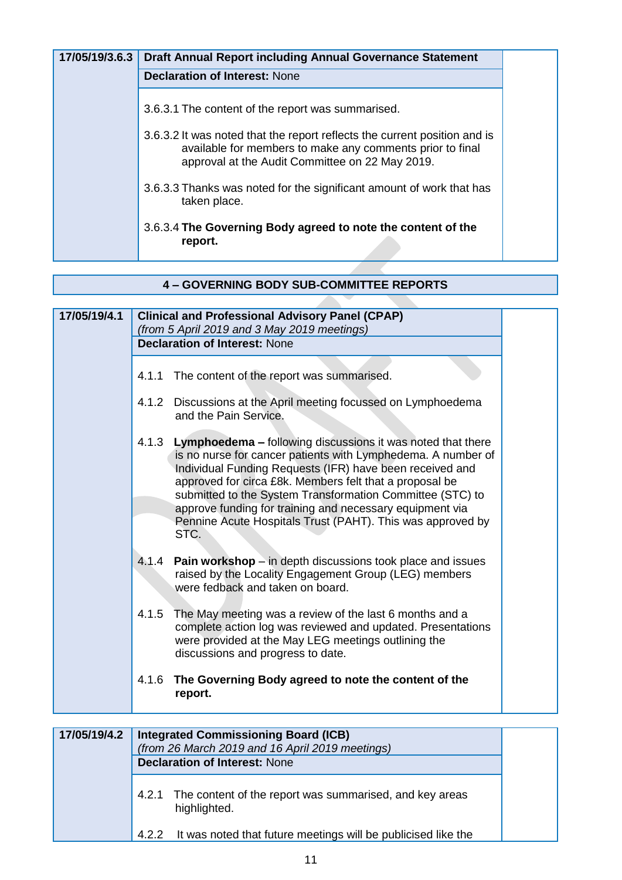| 17/05/19/3.6.3 | **Draft Annual Report including Annual Governance Statement** | |
|---|---|---|
| | **Declaration of Interest:** None | |
| | 3.6.3.1 The content of the report was summarised.<br><br>3.6.3.2 It was noted that the report reflects the current position and is available for members to make any comments prior to final approval at the Audit Committee on 22 May 2019.<br><br>3.6.3.3 Thanks was noted for the significant amount of work that has taken place.<br><br>3.6.3.4 **The Governing Body agreed to note the content of the report.** | |

## 4 – GOVERNING BODY SUB-COMMITTEE REPORTS

| 17/05/19/4.1 | **Clinical and Professional Advisory Panel (CPAP)**<br>*(from 5 April 2019 and 3 May 2019 meetings)* | |
|---|---|---|
| | **Declaration of Interest:** None | |
| | 4.1.1 The content of the report was summarised.<br><br>4.1.2 Discussions at the April meeting focussed on Lymphoedema and the Pain Service.<br><br>4.1.3 **Lymphoedema –** following discussions it was noted that there is no nurse for cancer patients with Lymphedema. A number of Individual Funding Requests (IFR) have been received and approved for circa £8k. Members felt that a proposal be submitted to the System Transformation Committee (STC) to approve funding for training and necessary equipment via Pennine Acute Hospitals Trust (PAHT). This was approved by STC.<br><br>4.1.4 **Pain workshop** – in depth discussions took place and issues raised by the Locality Engagement Group (LEG) members were fedback and taken on board.<br><br>4.1.5 The May meeting was a review of the last 6 months and a complete action log was reviewed and updated. Presentations were provided at the May LEG meetings outlining the discussions and progress to date.<br><br>4.1.6 **The Governing Body agreed to note the content of the report.** | |

| 17/05/19/4.2 | **Integrated Commissioning Board (ICB)**<br>*(from 26 March 2019 and 16 April 2019 meetings)* | |
|---|---|---|
| | **Declaration of Interest:** None | |
| | 4.2.1 The content of the report was summarised, and key areas highlighted.<br><br>4.2.2 It was noted that future meetings will be publicised like the | |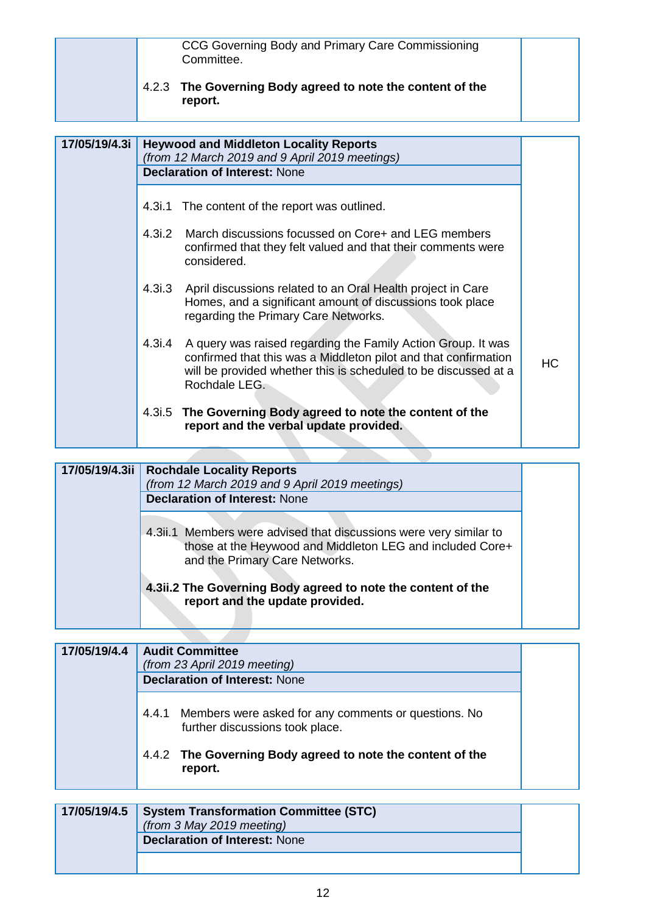| | CCG Governing Body and Primary Care Commissioning Committee.<br><br>4.2.3 **The Governing Body agreed to note the content of the report.** | |
|---|---|---|

| 17/05/19/4.3i | **Heywood and Middleton Locality Reports**<br>*(from 12 March 2019 and 9 April 2019 meetings)* | |
|---|---|---|
| | **Declaration of Interest:** None | |
| | 4.3i.1 The content of the report was outlined.<br><br>4.3i.2 March discussions focussed on Core+ and LEG members confirmed that they felt valued and that their comments were considered.<br><br>4.3i.3 April discussions related to an Oral Health project in Care Homes, and a significant amount of discussions took place regarding the Primary Care Networks.<br><br>4.3i.4 A query was raised regarding the Family Action Group. It was confirmed that this was a Middleton pilot and that confirmation will be provided whether this is scheduled to be discussed at a Rochdale LEG.<br><br>4.3i.5 **The Governing Body agreed to note the content of the report and the verbal update provided.** | HC |

| 17/05/19/4.3ii | **Rochdale Locality Reports**<br>*(from 12 March 2019 and 9 April 2019 meetings)* | |
|---|---|---|
| | **Declaration of Interest:** None | |
| | 4.3ii.1 Members were advised that discussions were very similar to those at the Heywood and Middleton LEG and included Core+ and the Primary Care Networks.<br><br>**4.3ii.2 The Governing Body agreed to note the content of the report and the update provided.** | |

| 17/05/19/4.4 | **Audit Committee**<br>*(from 23 April 2019 meeting)* | |
|---|---|---|
| | **Declaration of Interest:** None | |
| | 4.4.1 Members were asked for any comments or questions. No further discussions took place.<br><br>4.4.2 **The Governing Body agreed to note the content of the report.** | |

| 17/05/19/4.5 | **System Transformation Committee (STC)**<br>*(from 3 May 2019 meeting)* | |
|---|---|---|
| | **Declaration of Interest:** None | |
| | | |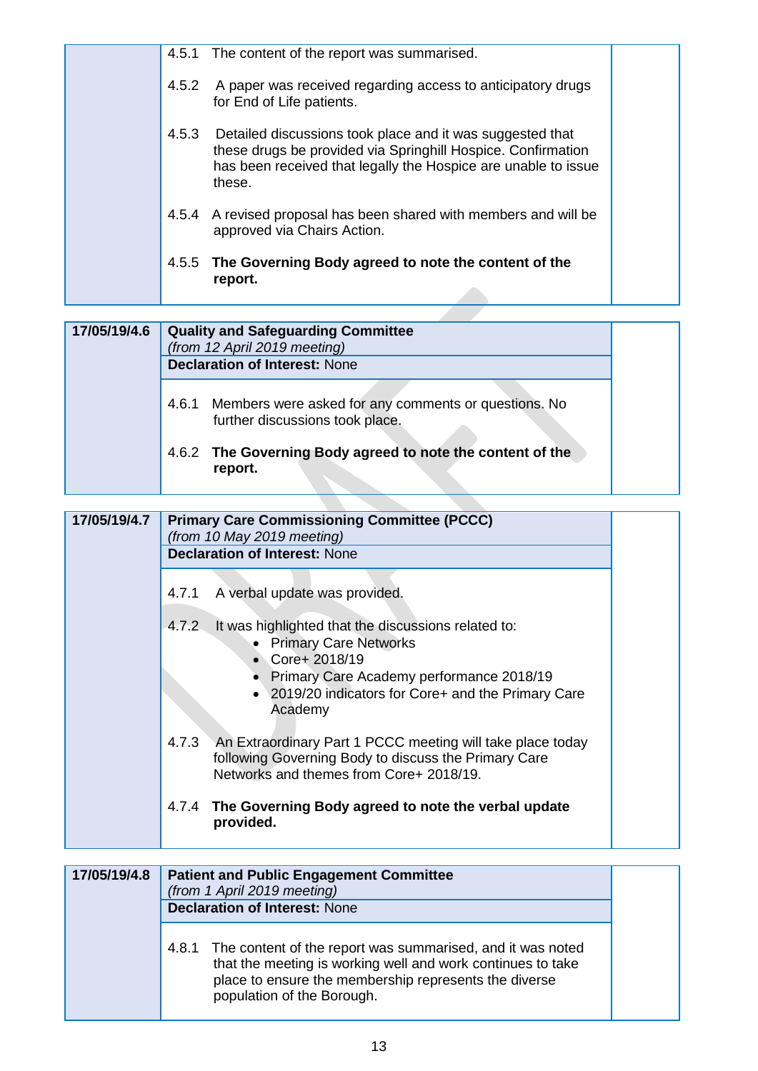| | | |
|---|---|---|
| | 4.5.1 The content of the report was summarised.<br><br>4.5.2 A paper was received regarding access to anticipatory drugs for End of Life patients.<br><br>4.5.3 Detailed discussions took place and it was suggested that these drugs be provided via Springhill Hospice. Confirmation has been received that legally the Hospice are unable to issue these.<br><br>4.5.4 A revised proposal has been shared with members and will be approved via Chairs Action.<br><br>4.5.5 **The Governing Body agreed to note the content of the report.** | |

| | | |
|---|---|---|
| **17/05/19/4.6** | **Quality and Safeguarding Committee**<br>*(from 12 April 2019 meeting)*<br>**Declaration of Interest:** None<br><br>4.6.1 Members were asked for any comments or questions. No further discussions took place.<br><br>4.6.2 **The Governing Body agreed to note the content of the report.** | |

| | | |
|---|---|---|
| **17/05/19/4.7** | **Primary Care Commissioning Committee (PCCC)**<br>*(from 10 May 2019 meeting)*<br>**Declaration of Interest:** None<br><br>4.7.1 A verbal update was provided.<br><br>4.7.2 It was highlighted that the discussions related to:<br>• Primary Care Networks<br>• Core+ 2018/19<br>• Primary Care Academy performance 2018/19<br>• 2019/20 indicators for Core+ and the Primary Care Academy<br><br>4.7.3 An Extraordinary Part 1 PCCC meeting will take place today following Governing Body to discuss the Primary Care Networks and themes from Core+ 2018/19.<br><br>4.7.4 **The Governing Body agreed to note the verbal update provided.** | |

| | | |
|---|---|---|
| **17/05/19/4.8** | **Patient and Public Engagement Committee**<br>*(from 1 April 2019 meeting)*<br>**Declaration of Interest:** None<br><br>4.8.1 The content of the report was summarised, and it was noted that the meeting is working well and work continues to take place to ensure the membership represents the diverse population of the Borough. | |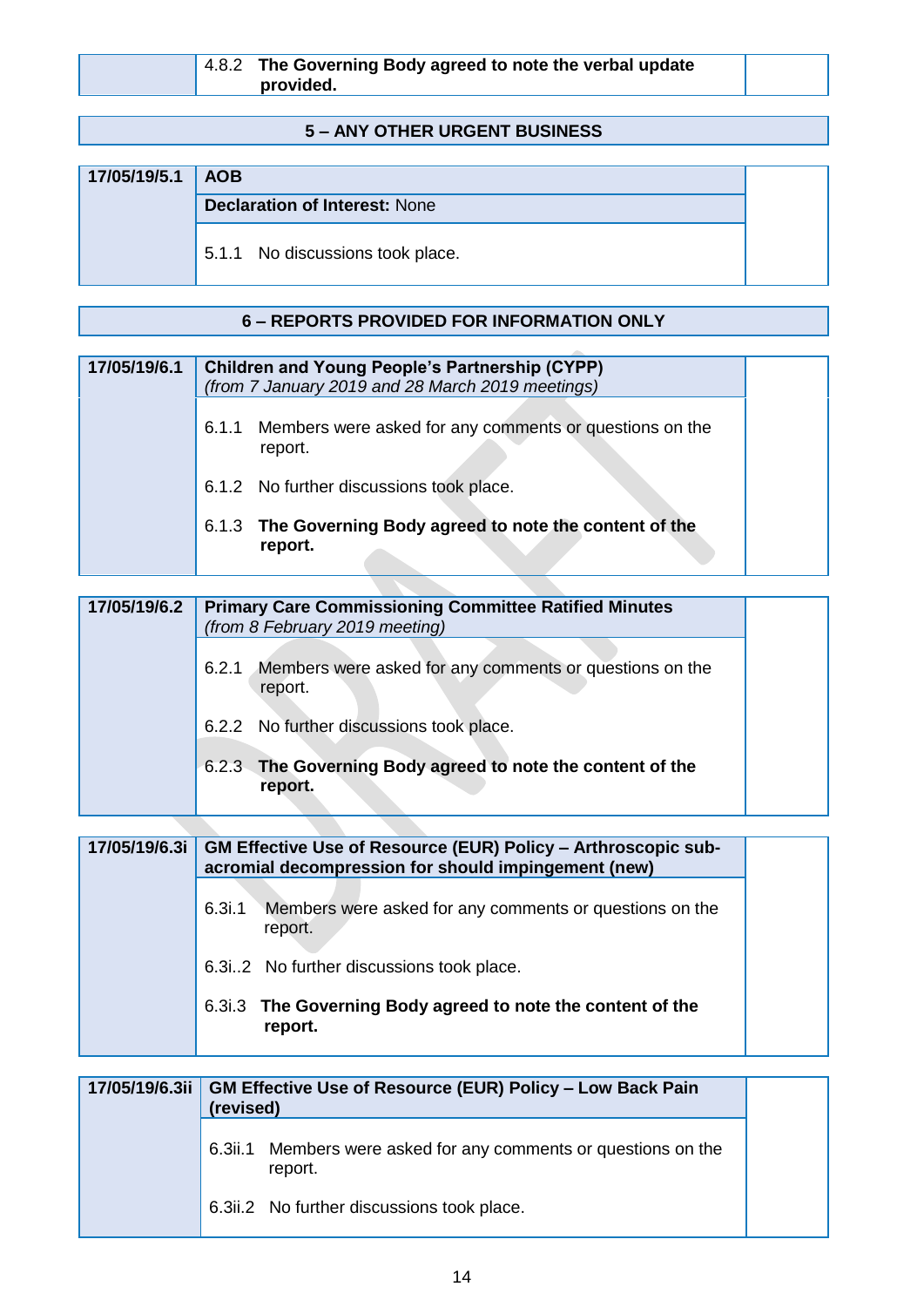| | 4.8.2 **The Governing Body agreed to note the verbal update provided.** | |
|---|---|---|

## 5 – ANY OTHER URGENT BUSINESS

| 17/05/19/5.1 | **AOB** | |
|---|---|---|
| | **Declaration of Interest:** None | |
| | 5.1.1 No discussions took place. | |

## 6 – REPORTS PROVIDED FOR INFORMATION ONLY

| 17/05/19/6.1 | **Children and Young People's Partnership (CYPP)** *(from 7 January 2019 and 28 March 2019 meetings)* | |
|---|---|---|
| | 6.1.1 Members were asked for any comments or questions on the report.<br><br>6.1.2 No further discussions took place.<br><br>6.1.3 **The Governing Body agreed to note the content of the report.** | |

| 17/05/19/6.2 | **Primary Care Commissioning Committee Ratified Minutes** *(from 8 February 2019 meeting)* | |
|---|---|---|
| | 6.2.1 Members were asked for any comments or questions on the report.<br><br>6.2.2 No further discussions took place.<br><br>6.2.3 **The Governing Body agreed to note the content of the report.** | |

| 17/05/19/6.3i | **GM Effective Use of Resource (EUR) Policy – Arthroscopic sub-acromial decompression for should impingement (new)** | |
|---|---|---|
| | 6.3i.1 Members were asked for any comments or questions on the report.<br><br>6.3i..2 No further discussions took place.<br><br>6.3i.3 **The Governing Body agreed to note the content of the report.** | |

| 17/05/19/6.3ii | **GM Effective Use of Resource (EUR) Policy – Low Back Pain (revised)** | |
|---|---|---|
| | 6.3ii.1 Members were asked for any comments or questions on the report.<br><br>6.3ii.2 No further discussions took place. | |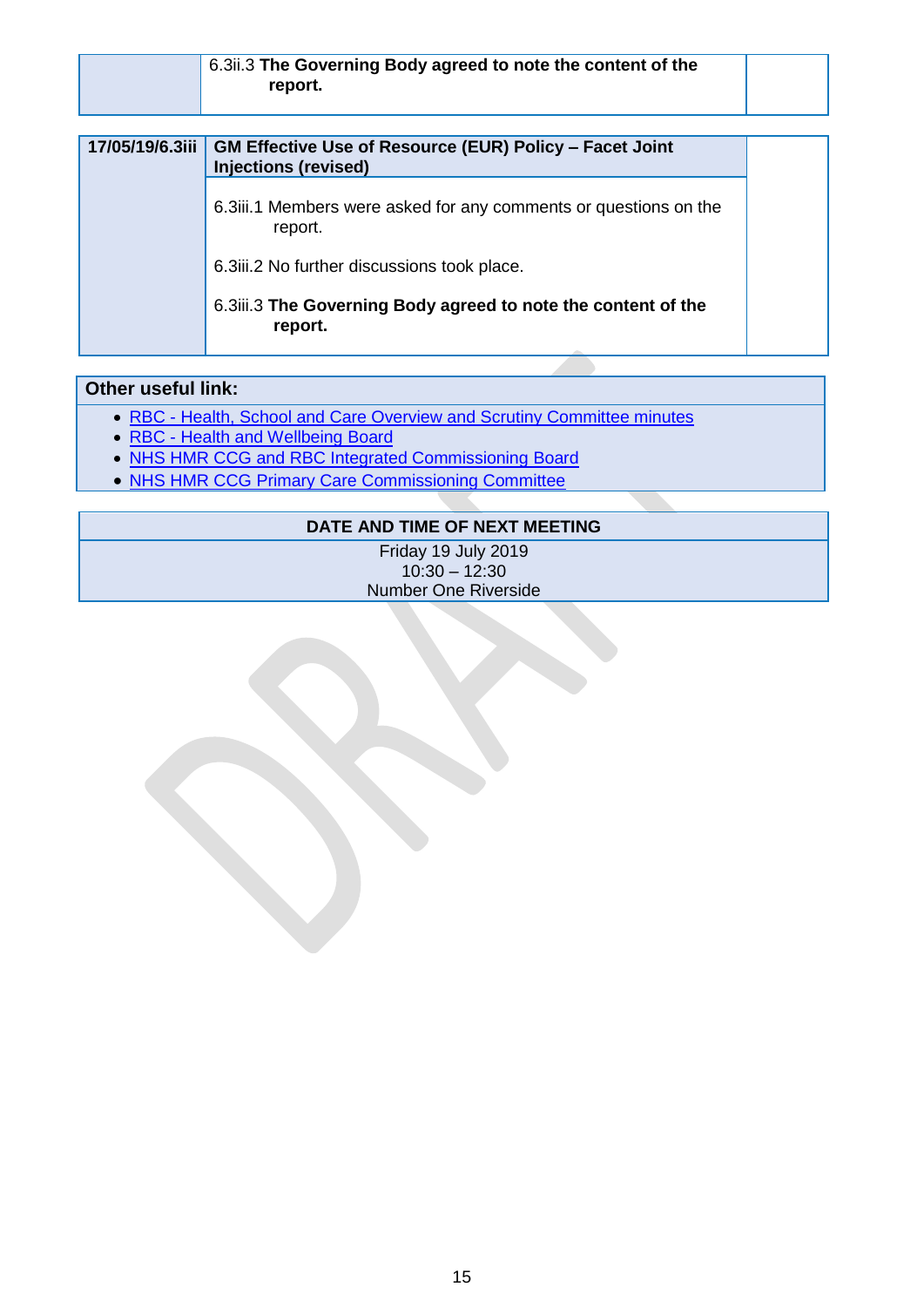| | | |
|---|---|---|
| | 6.3ii.3 **The Governing Body agreed to note the content of the report.** | |

| | | |
|---|---|---|
| **17/05/19/6.3iii** | **GM Effective Use of Resource (EUR) Policy – Facet Joint Injections (revised)** | |
| | 6.3iii.1 Members were asked for any comments or questions on the report.<br><br>6.3iii.2 No further discussions took place.<br><br>6.3iii.3 **The Governing Body agreed to note the content of the report.** | |

**Other useful link:**

- RBC - Health, School and Care Overview and Scrutiny Committee minutes
- RBC - Health and Wellbeing Board
- NHS HMR CCG and RBC Integrated Commissioning Board
- NHS HMR CCG Primary Care Commissioning Committee

| **DATE AND TIME OF NEXT MEETING** |
|---|
| Friday 19 July 2019<br>10:30 – 12:30<br>Number One Riverside |

DRAFT